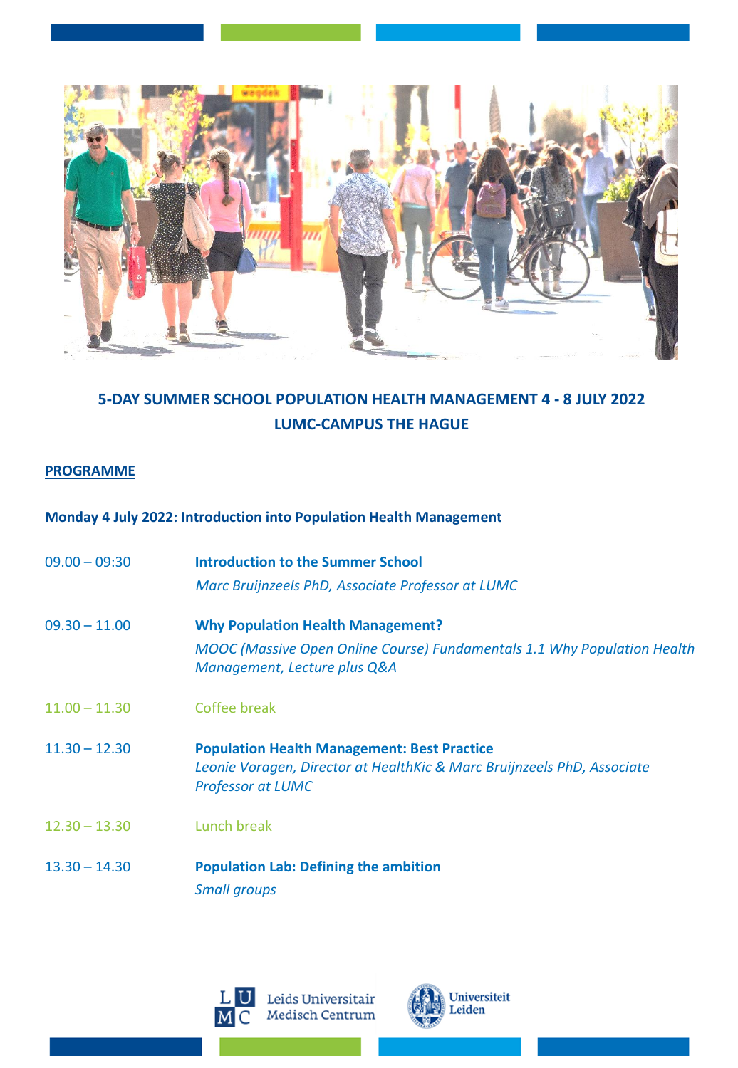# 5-DAY SUMMER SCHOOL POPULATION HEALTH MANAGEMENT 4 - 8 JULY 2022
## LUMC-CAMPUS THE HAGUE

**PROGRAMME**

### Monday 4 July 2022: Introduction into Population Health Management

| Time | Session |
| --- | --- |
| 09.00 – 09:30 | **Introduction to the Summer School**<br>*Marc Bruijnzeels PhD, Associate Professor at LUMC* |
| 09.30 – 11.00 | **Why Population Health Management?**<br>*MOOC (Massive Open Online Course) Fundamentals 1.1 Why Population Health Management, Lecture plus Q&A* |
| 11.00 – 11.30 | Coffee break |
| 11.30 – 12.30 | **Population Health Management: Best Practice**<br>*Leonie Voragen, Director at HealthKic & Marc Bruijnzeels PhD, Associate Professor at LUMC* |
| 12.30 – 13.30 | Lunch break |
| 13.30 – 14.30 | **Population Lab: Defining the ambition**<br>*Small groups* |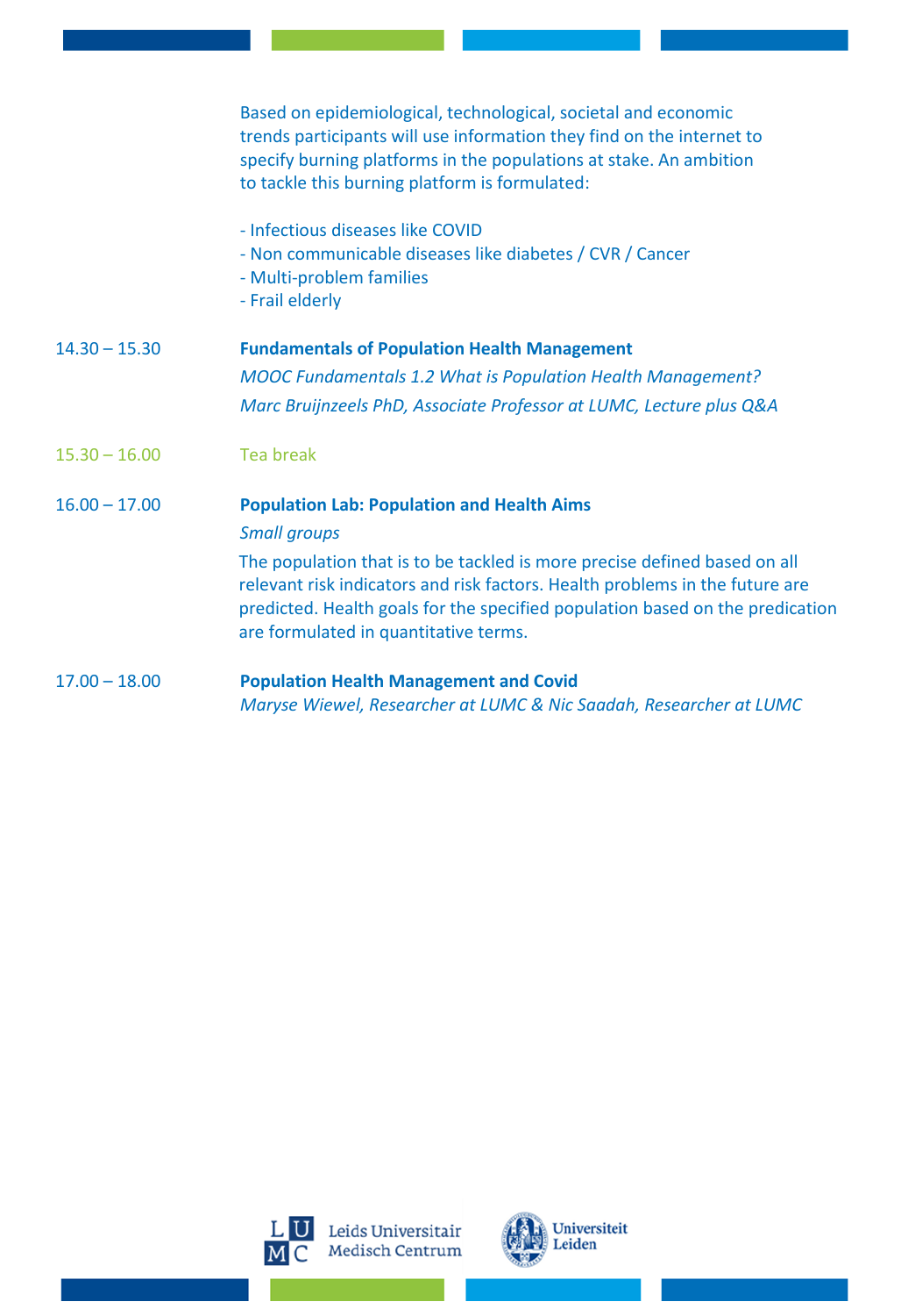Based on epidemiological, technological, societal and economic trends participants will use information they find on the internet to specify burning platforms in the populations at stake. An ambition to tackle this burning platform is formulated:

- Infectious diseases like COVID
- Non communicable diseases like diabetes / CVR / Cancer
- Multi-problem families
- Frail elderly

14.30 – 15.30 **Fundamentals of Population Health Management**

*MOOC Fundamentals 1.2 What is Population Health Management?*

*Marc Bruijnzeels PhD, Associate Professor at LUMC, Lecture plus Q&A*

15.30 – 16.00 Tea break

16.00 – 17.00 **Population Lab: Population and Health Aims**

*Small groups*

The population that is to be tackled is more precise defined based on all relevant risk indicators and risk factors. Health problems in the future are predicted. Health goals for the specified population based on the predication are formulated in quantitative terms.

17.00 – 18.00 **Population Health Management and Covid**

*Maryse Wiewel, Researcher at LUMC & Nic Saadah, Researcher at LUMC*

Leids Universitair Medisch Centrum

Universiteit Leiden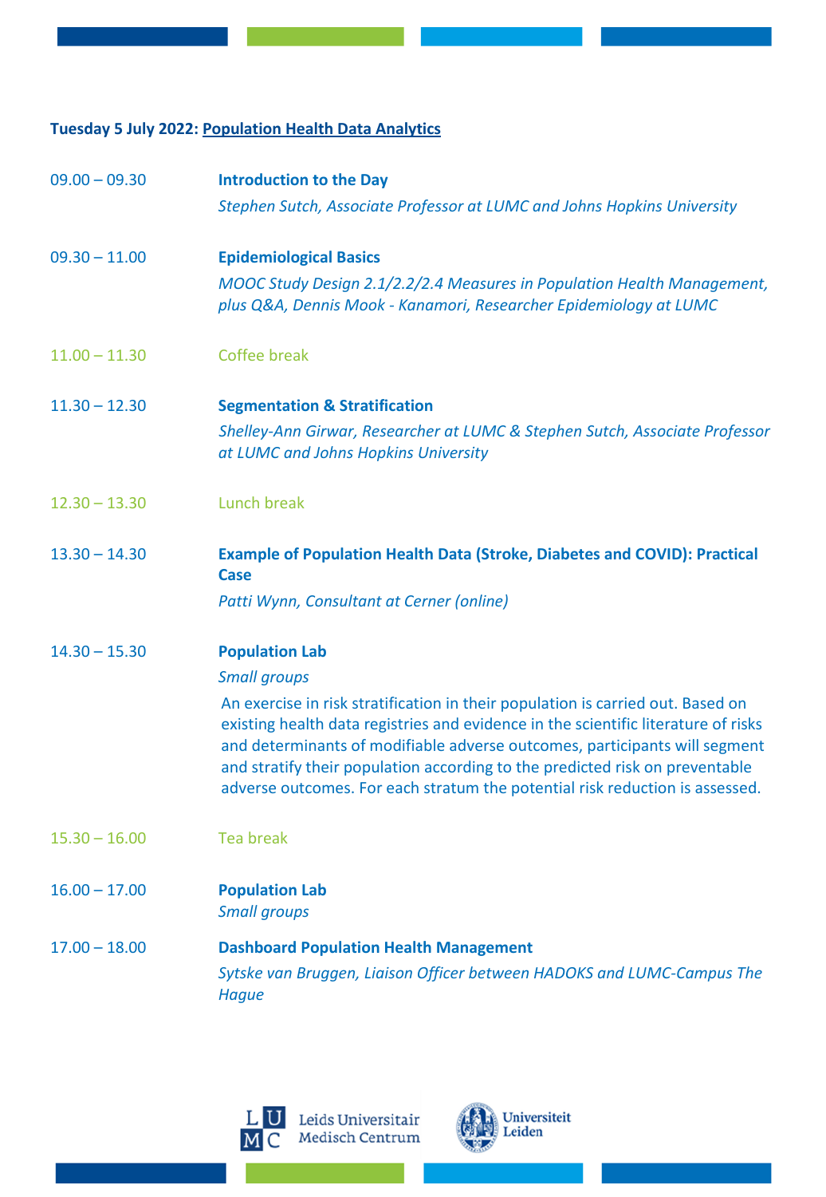**Tuesday 5 July 2022: Population Health Data Analytics**

09.00 – 09.30 **Introduction to the Day**
*Stephen Sutch, Associate Professor at LUMC and Johns Hopkins University*

09.30 – 11.00 **Epidemiological Basics**
*MOOC Study Design 2.1/2.2/2.4 Measures in Population Health Management, plus Q&A, Dennis Mook - Kanamori, Researcher Epidemiology at LUMC*

11.00 – 11.30 Coffee break

11.30 – 12.30 **Segmentation & Stratification**
*Shelley-Ann Girwar, Researcher at LUMC & Stephen Sutch, Associate Professor at LUMC and Johns Hopkins University*

12.30 – 13.30 Lunch break

13.30 – 14.30 **Example of Population Health Data (Stroke, Diabetes and COVID): Practical Case**
*Patti Wynn, Consultant at Cerner (online)*

14.30 – 15.30 **Population Lab**
*Small groups*

An exercise in risk stratification in their population is carried out. Based on existing health data registries and evidence in the scientific literature of risks and determinants of modifiable adverse outcomes, participants will segment and stratify their population according to the predicted risk on preventable adverse outcomes. For each stratum the potential risk reduction is assessed.

15.30 – 16.00 Tea break

16.00 – 17.00 **Population Lab**
*Small groups*

17.00 – 18.00 **Dashboard Population Health Management**
*Sytske van Bruggen, Liaison Officer between HADOKS and LUMC-Campus The Hague*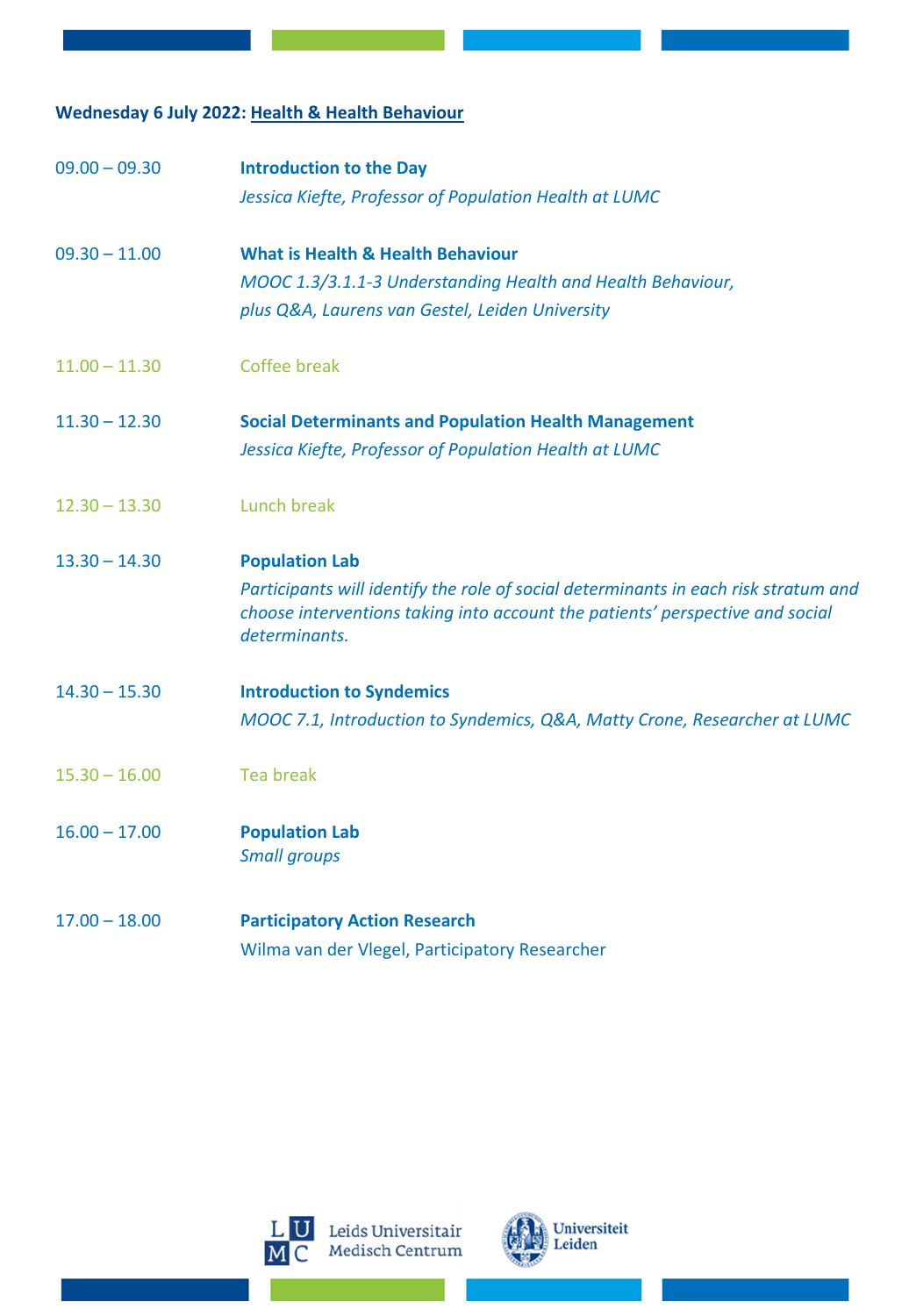**Wednesday 6 July 2022: Health & Health Behaviour**

09.00 – 09.30 **Introduction to the Day**
*Jessica Kiefte, Professor of Population Health at LUMC*

09.30 – 11.00 **What is Health & Health Behaviour**
*MOOC 1.3/3.1.1-3 Understanding Health and Health Behaviour, plus Q&A, Laurens van Gestel, Leiden University*

11.00 – 11.30 Coffee break

11.30 – 12.30 **Social Determinants and Population Health Management**
*Jessica Kiefte, Professor of Population Health at LUMC*

12.30 – 13.30 Lunch break

13.30 – 14.30 **Population Lab**
*Participants will identify the role of social determinants in each risk stratum and choose interventions taking into account the patients' perspective and social determinants.*

14.30 – 15.30 **Introduction to Syndemics**
*MOOC 7.1, Introduction to Syndemics, Q&A, Matty Crone, Researcher at LUMC*

15.30 – 16.00 Tea break

16.00 – 17.00 **Population Lab**
*Small groups*

17.00 – 18.00 **Participatory Action Research**
Wilma van der Vlegel, Participatory Researcher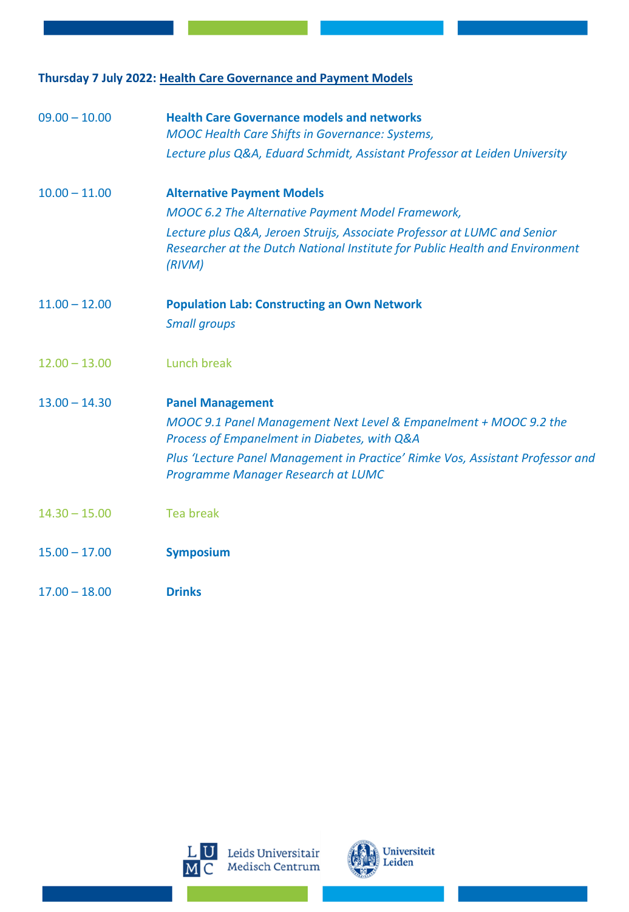**Thursday 7 July 2022: Health Care Governance and Payment Models**

09.00 – 10.00 **Health Care Governance models and networks**
*MOOC Health Care Shifts in Governance: Systems,*
*Lecture plus Q&A, Eduard Schmidt, Assistant Professor at Leiden University*

10.00 – 11.00 **Alternative Payment Models**
*MOOC 6.2 The Alternative Payment Model Framework,*
*Lecture plus Q&A, Jeroen Struijs, Associate Professor at LUMC and Senior Researcher at the Dutch National Institute for Public Health and Environment (RIVM)*

11.00 – 12.00 **Population Lab: Constructing an Own Network**
*Small groups*

12.00 – 13.00 Lunch break

13.00 – 14.30 **Panel Management**
*MOOC 9.1 Panel Management Next Level & Empanelment + MOOC 9.2 the Process of Empanelment in Diabetes, with Q&A*
*Plus 'Lecture Panel Management in Practice' Rimke Vos, Assistant Professor and Programme Manager Research at LUMC*

14.30 – 15.00 Tea break

15.00 – 17.00 **Symposium**

17.00 – 18.00 **Drinks**

Leids Universitair Medisch Centrum

Universiteit Leiden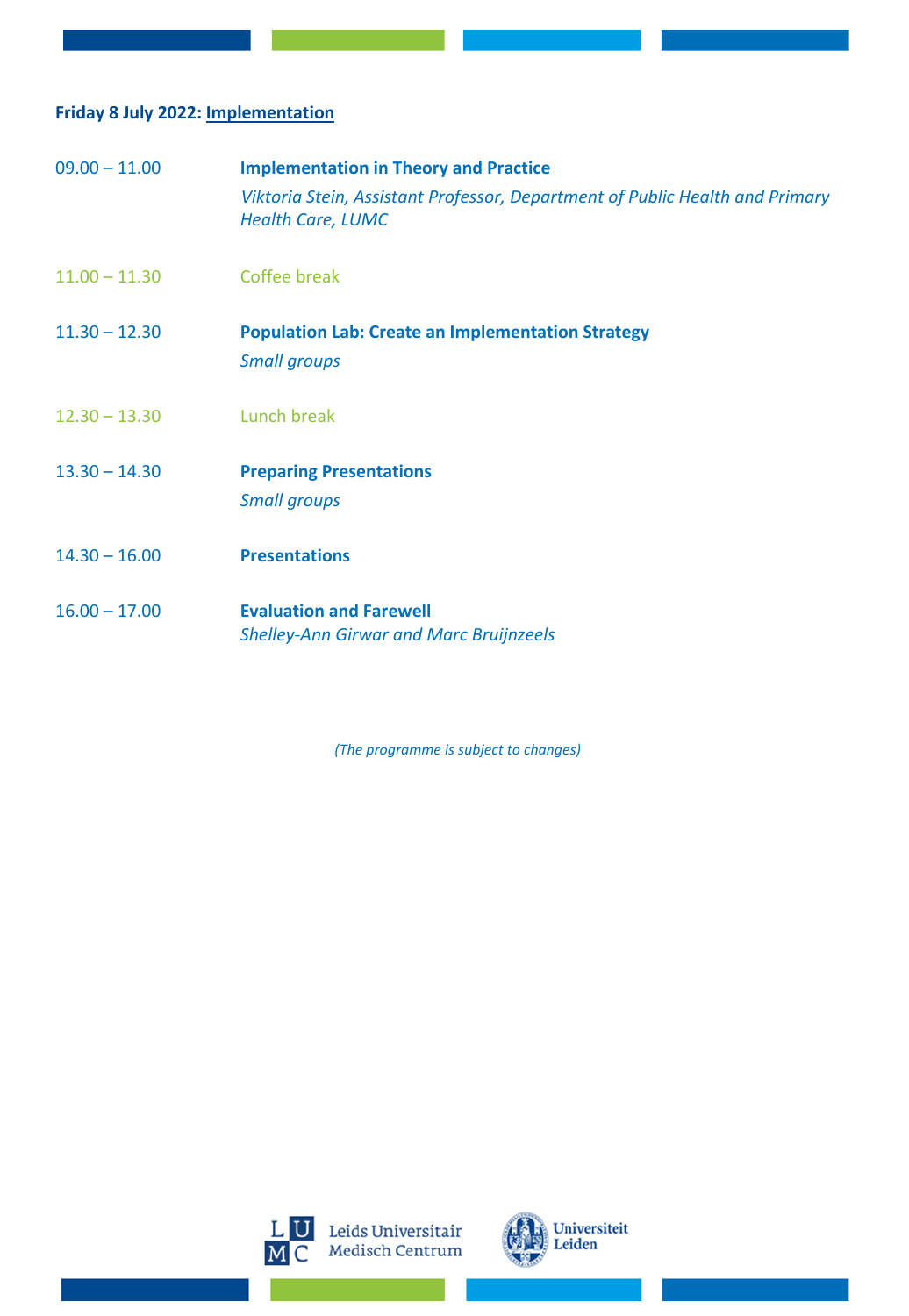**Friday 8 July 2022: Implementation**

| | |
|---|---|
| 09.00 – 11.00 | **Implementation in Theory and Practice**<br>*Viktoria Stein, Assistant Professor, Department of Public Health and Primary Health Care, LUMC* |
| 11.00 – 11.30 | Coffee break |
| 11.30 – 12.30 | **Population Lab: Create an Implementation Strategy**<br>*Small groups* |
| 12.30 – 13.30 | Lunch break |
| 13.30 – 14.30 | **Preparing Presentations**<br>*Small groups* |
| 14.30 – 16.00 | **Presentations** |
| 16.00 – 17.00 | **Evaluation and Farewell**<br>*Shelley-Ann Girwar and Marc Bruijnzeels* |

*(The programme is subject to changes)*

Leids Universitair Medisch Centrum

Universiteit Leiden